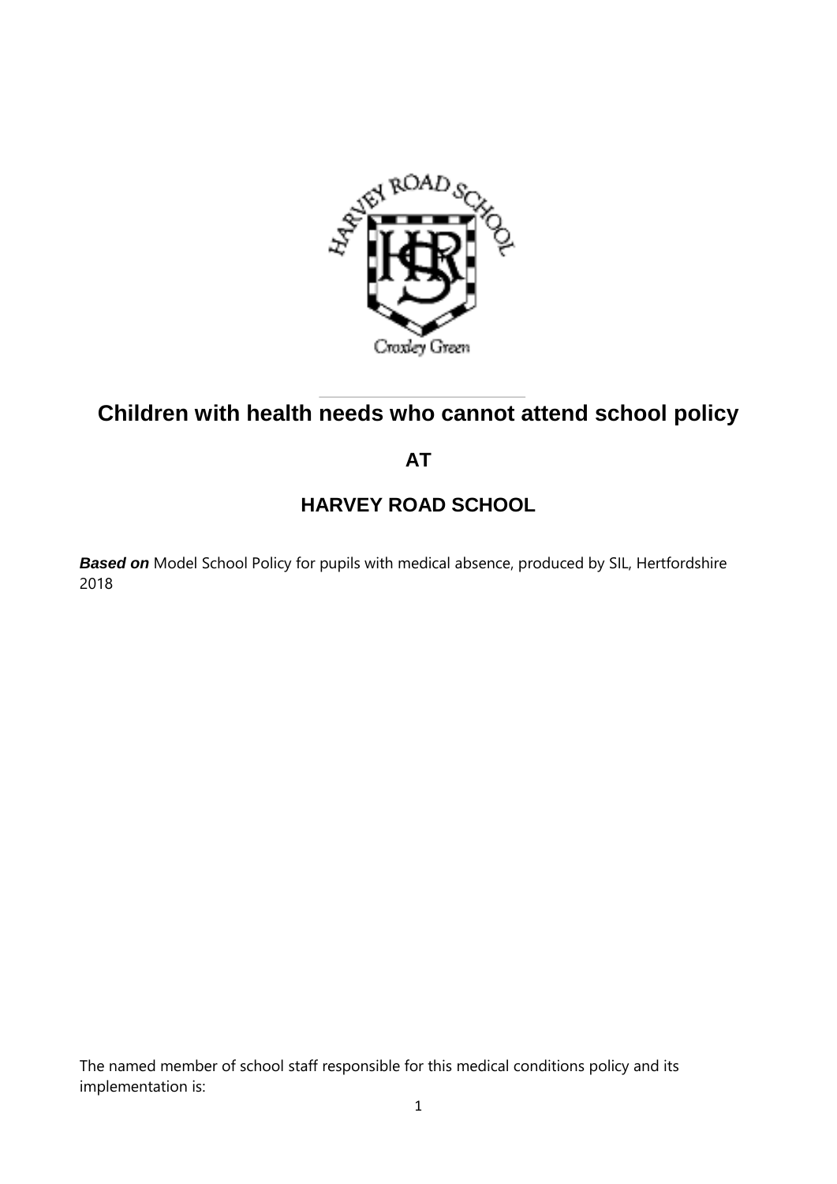# Children with health needs who cannot attend school policy

## AT

## HARVEY ROAD SCHOOL

***Based on*** Model School Policy for pupils with medical absence, produced by SIL, Hertfordshire 2018

The named member of school staff responsible for this medical conditions policy and its implementation is: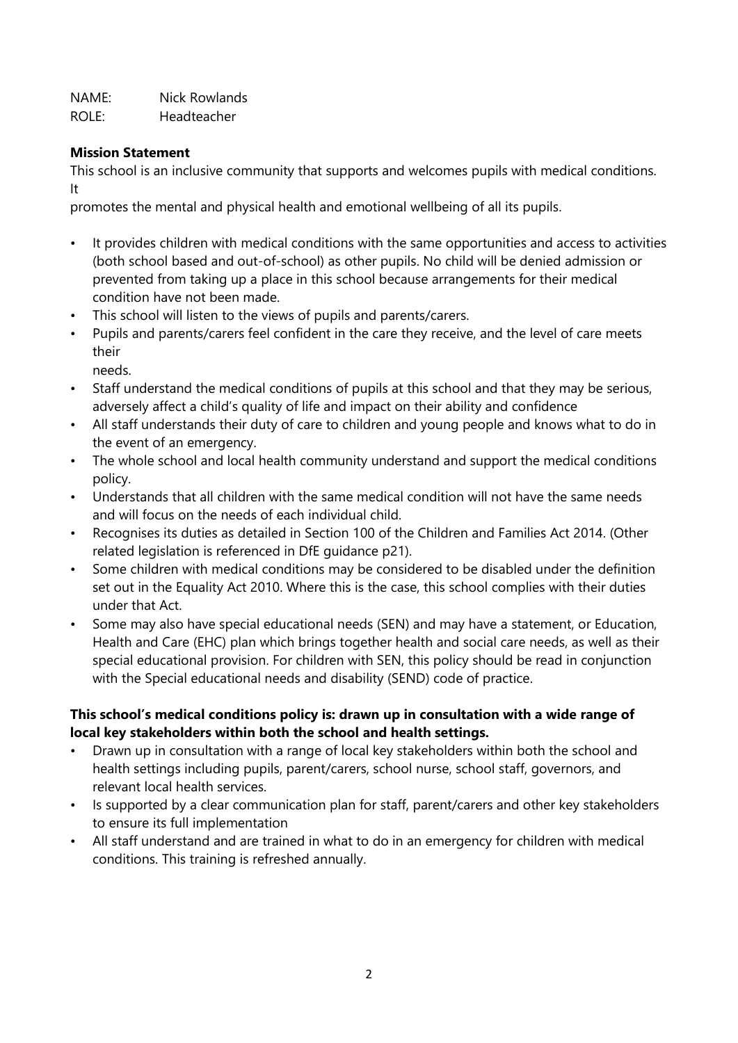NAME: Nick Rowlands
ROLE: Headteacher

**Mission Statement**

This school is an inclusive community that supports and welcomes pupils with medical conditions. It promotes the mental and physical health and emotional wellbeing of all its pupils.

- It provides children with medical conditions with the same opportunities and access to activities (both school based and out-of-school) as other pupils. No child will be denied admission or prevented from taking up a place in this school because arrangements for their medical condition have not been made.
- This school will listen to the views of pupils and parents/carers.
- Pupils and parents/carers feel confident in the care they receive, and the level of care meets their needs.
- Staff understand the medical conditions of pupils at this school and that they may be serious, adversely affect a child's quality of life and impact on their ability and confidence
- All staff understands their duty of care to children and young people and knows what to do in the event of an emergency.
- The whole school and local health community understand and support the medical conditions policy.
- Understands that all children with the same medical condition will not have the same needs and will focus on the needs of each individual child.
- Recognises its duties as detailed in Section 100 of the Children and Families Act 2014. (Other related legislation is referenced in DfE guidance p21).
- Some children with medical conditions may be considered to be disabled under the definition set out in the Equality Act 2010. Where this is the case, this school complies with their duties under that Act.
- Some may also have special educational needs (SEN) and may have a statement, or Education, Health and Care (EHC) plan which brings together health and social care needs, as well as their special educational provision. For children with SEN, this policy should be read in conjunction with the Special educational needs and disability (SEND) code of practice.

**This school's medical conditions policy is: drawn up in consultation with a wide range of local key stakeholders within both the school and health settings.**

- Drawn up in consultation with a range of local key stakeholders within both the school and health settings including pupils, parent/carers, school nurse, school staff, governors, and relevant local health services.
- Is supported by a clear communication plan for staff, parent/carers and other key stakeholders to ensure its full implementation
- All staff understand and are trained in what to do in an emergency for children with medical conditions. This training is refreshed annually.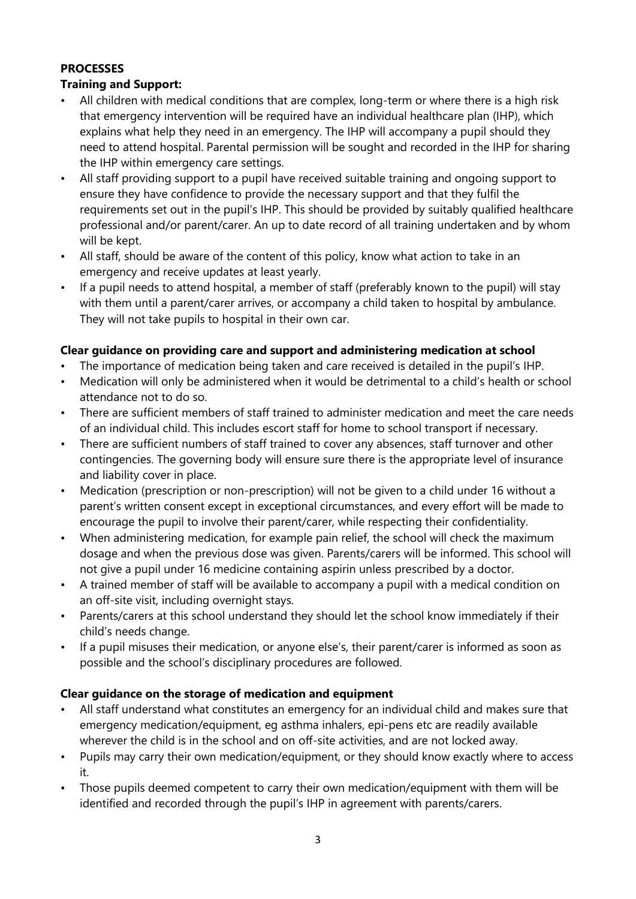## PROCESSES

### Training and Support:

- All children with medical conditions that are complex, long-term or where there is a high risk that emergency intervention will be required have an individual healthcare plan (IHP), which explains what help they need in an emergency. The IHP will accompany a pupil should they need to attend hospital. Parental permission will be sought and recorded in the IHP for sharing the IHP within emergency care settings.
- All staff providing support to a pupil have received suitable training and ongoing support to ensure they have confidence to provide the necessary support and that they fulfil the requirements set out in the pupil's IHP. This should be provided by suitably qualified healthcare professional and/or parent/carer. An up to date record of all training undertaken and by whom will be kept.
- All staff, should be aware of the content of this policy, know what action to take in an emergency and receive updates at least yearly.
- If a pupil needs to attend hospital, a member of staff (preferably known to the pupil) will stay with them until a parent/carer arrives, or accompany a child taken to hospital by ambulance. They will not take pupils to hospital in their own car.

### Clear guidance on providing care and support and administering medication at school

- The importance of medication being taken and care received is detailed in the pupil's IHP.
- Medication will only be administered when it would be detrimental to a child's health or school attendance not to do so.
- There are sufficient members of staff trained to administer medication and meet the care needs of an individual child. This includes escort staff for home to school transport if necessary.
- There are sufficient numbers of staff trained to cover any absences, staff turnover and other contingencies. The governing body will ensure sure there is the appropriate level of insurance and liability cover in place.
- Medication (prescription or non-prescription) will not be given to a child under 16 without a parent's written consent except in exceptional circumstances, and every effort will be made to encourage the pupil to involve their parent/carer, while respecting their confidentiality.
- When administering medication, for example pain relief, the school will check the maximum dosage and when the previous dose was given. Parents/carers will be informed. This school will not give a pupil under 16 medicine containing aspirin unless prescribed by a doctor.
- A trained member of staff will be available to accompany a pupil with a medical condition on an off-site visit, including overnight stays.
- Parents/carers at this school understand they should let the school know immediately if their child's needs change.
- If a pupil misuses their medication, or anyone else's, their parent/carer is informed as soon as possible and the school's disciplinary procedures are followed.

### Clear guidance on the storage of medication and equipment

- All staff understand what constitutes an emergency for an individual child and makes sure that emergency medication/equipment, eg asthma inhalers, epi-pens etc are readily available wherever the child is in the school and on off-site activities, and are not locked away.
- Pupils may carry their own medication/equipment, or they should know exactly where to access it.
- Those pupils deemed competent to carry their own medication/equipment with them will be identified and recorded through the pupil's IHP in agreement with parents/carers.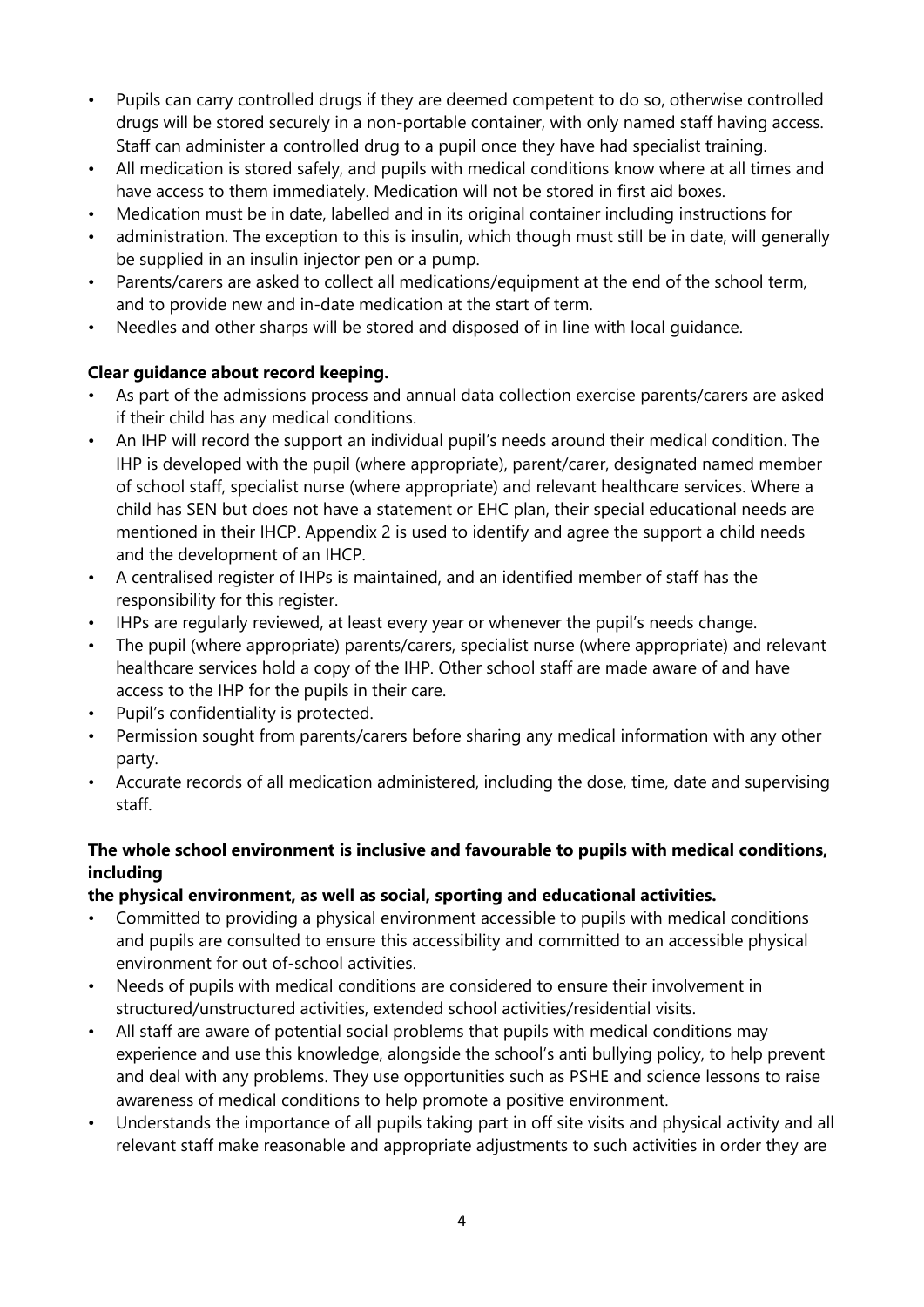- Pupils can carry controlled drugs if they are deemed competent to do so, otherwise controlled drugs will be stored securely in a non-portable container, with only named staff having access. Staff can administer a controlled drug to a pupil once they have had specialist training.
- All medication is stored safely, and pupils with medical conditions know where at all times and have access to them immediately. Medication will not be stored in first aid boxes.
- Medication must be in date, labelled and in its original container including instructions for
- administration. The exception to this is insulin, which though must still be in date, will generally be supplied in an insulin injector pen or a pump.
- Parents/carers are asked to collect all medications/equipment at the end of the school term, and to provide new and in-date medication at the start of term.
- Needles and other sharps will be stored and disposed of in line with local guidance.

**Clear guidance about record keeping.**

- As part of the admissions process and annual data collection exercise parents/carers are asked if their child has any medical conditions.
- An IHP will record the support an individual pupil's needs around their medical condition. The IHP is developed with the pupil (where appropriate), parent/carer, designated named member of school staff, specialist nurse (where appropriate) and relevant healthcare services. Where a child has SEN but does not have a statement or EHC plan, their special educational needs are mentioned in their IHCP. Appendix 2 is used to identify and agree the support a child needs and the development of an IHCP.
- A centralised register of IHPs is maintained, and an identified member of staff has the responsibility for this register.
- IHPs are regularly reviewed, at least every year or whenever the pupil's needs change.
- The pupil (where appropriate) parents/carers, specialist nurse (where appropriate) and relevant healthcare services hold a copy of the IHP. Other school staff are made aware of and have access to the IHP for the pupils in their care.
- Pupil's confidentiality is protected.
- Permission sought from parents/carers before sharing any medical information with any other party.
- Accurate records of all medication administered, including the dose, time, date and supervising staff.

**The whole school environment is inclusive and favourable to pupils with medical conditions, including the physical environment, as well as social, sporting and educational activities.**

- Committed to providing a physical environment accessible to pupils with medical conditions and pupils are consulted to ensure this accessibility and committed to an accessible physical environment for out of-school activities.
- Needs of pupils with medical conditions are considered to ensure their involvement in structured/unstructured activities, extended school activities/residential visits.
- All staff are aware of potential social problems that pupils with medical conditions may experience and use this knowledge, alongside the school's anti bullying policy, to help prevent and deal with any problems. They use opportunities such as PSHE and science lessons to raise awareness of medical conditions to help promote a positive environment.
- Understands the importance of all pupils taking part in off site visits and physical activity and all relevant staff make reasonable and appropriate adjustments to such activities in order they are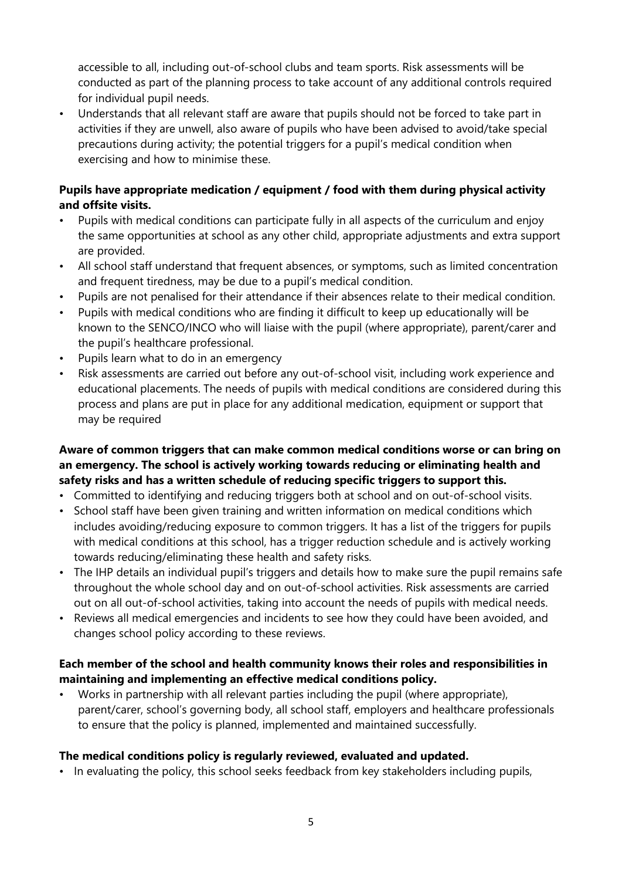accessible to all, including out-of-school clubs and team sports. Risk assessments will be conducted as part of the planning process to take account of any additional controls required for individual pupil needs.

- Understands that all relevant staff are aware that pupils should not be forced to take part in activities if they are unwell, also aware of pupils who have been advised to avoid/take special precautions during activity; the potential triggers for a pupil's medical condition when exercising and how to minimise these.

**Pupils have appropriate medication / equipment / food with them during physical activity and offsite visits.**

- Pupils with medical conditions can participate fully in all aspects of the curriculum and enjoy the same opportunities at school as any other child, appropriate adjustments and extra support are provided.
- All school staff understand that frequent absences, or symptoms, such as limited concentration and frequent tiredness, may be due to a pupil's medical condition.
- Pupils are not penalised for their attendance if their absences relate to their medical condition.
- Pupils with medical conditions who are finding it difficult to keep up educationally will be known to the SENCO/INCO who will liaise with the pupil (where appropriate), parent/carer and the pupil's healthcare professional.
- Pupils learn what to do in an emergency
- Risk assessments are carried out before any out-of-school visit, including work experience and educational placements. The needs of pupils with medical conditions are considered during this process and plans are put in place for any additional medication, equipment or support that may be required

**Aware of common triggers that can make common medical conditions worse or can bring on an emergency. The school is actively working towards reducing or eliminating health and safety risks and has a written schedule of reducing specific triggers to support this.**

- Committed to identifying and reducing triggers both at school and on out-of-school visits.
- School staff have been given training and written information on medical conditions which includes avoiding/reducing exposure to common triggers. It has a list of the triggers for pupils with medical conditions at this school, has a trigger reduction schedule and is actively working towards reducing/eliminating these health and safety risks.
- The IHP details an individual pupil's triggers and details how to make sure the pupil remains safe throughout the whole school day and on out-of-school activities. Risk assessments are carried out on all out-of-school activities, taking into account the needs of pupils with medical needs.
- Reviews all medical emergencies and incidents to see how they could have been avoided, and changes school policy according to these reviews.

**Each member of the school and health community knows their roles and responsibilities in maintaining and implementing an effective medical conditions policy.**

- Works in partnership with all relevant parties including the pupil (where appropriate), parent/carer, school's governing body, all school staff, employers and healthcare professionals to ensure that the policy is planned, implemented and maintained successfully.

**The medical conditions policy is regularly reviewed, evaluated and updated.**

- In evaluating the policy, this school seeks feedback from key stakeholders including pupils,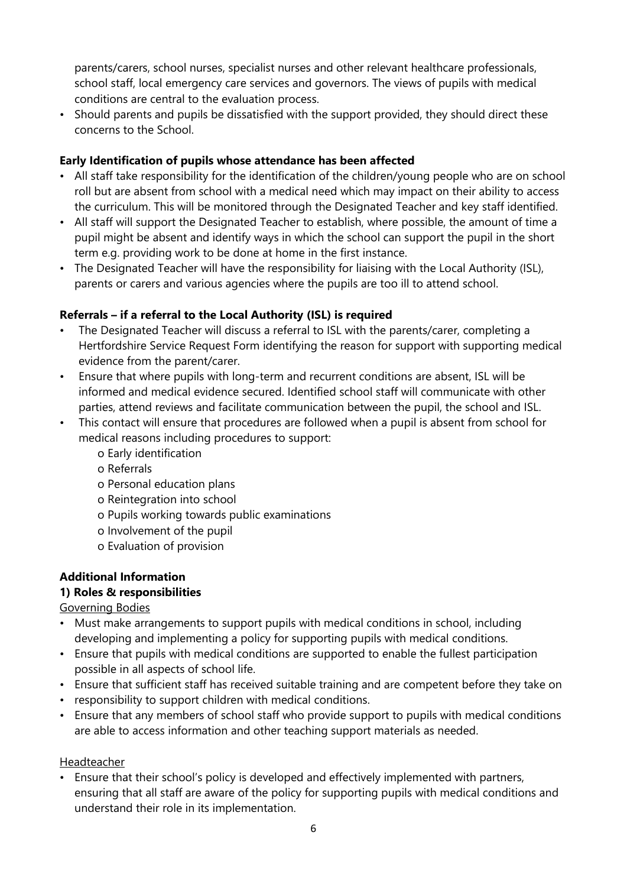parents/carers, school nurses, specialist nurses and other relevant healthcare professionals, school staff, local emergency care services and governors. The views of pupils with medical conditions are central to the evaluation process.

- Should parents and pupils be dissatisfied with the support provided, they should direct these concerns to the School.

**Early Identification of pupils whose attendance has been affected**

- All staff take responsibility for the identification of the children/young people who are on school roll but are absent from school with a medical need which may impact on their ability to access the curriculum. This will be monitored through the Designated Teacher and key staff identified.
- All staff will support the Designated Teacher to establish, where possible, the amount of time a pupil might be absent and identify ways in which the school can support the pupil in the short term e.g. providing work to be done at home in the first instance.
- The Designated Teacher will have the responsibility for liaising with the Local Authority (ISL), parents or carers and various agencies where the pupils are too ill to attend school.

**Referrals – if a referral to the Local Authority (ISL) is required**

- The Designated Teacher will discuss a referral to ISL with the parents/carer, completing a Hertfordshire Service Request Form identifying the reason for support with supporting medical evidence from the parent/carer.
- Ensure that where pupils with long-term and recurrent conditions are absent, ISL will be informed and medical evidence secured. Identified school staff will communicate with other parties, attend reviews and facilitate communication between the pupil, the school and ISL.
- This contact will ensure that procedures are followed when a pupil is absent from school for medical reasons including procedures to support:
    - Early identification
    - Referrals
    - Personal education plans
    - Reintegration into school
    - Pupils working towards public examinations
    - Involvement of the pupil
    - Evaluation of provision

**Additional Information**

**1) Roles & responsibilities**

<u>Governing Bodies</u>

- Must make arrangements to support pupils with medical conditions in school, including developing and implementing a policy for supporting pupils with medical conditions.
- Ensure that pupils with medical conditions are supported to enable the fullest participation possible in all aspects of school life.
- Ensure that sufficient staff has received suitable training and are competent before they take on
- responsibility to support children with medical conditions.
- Ensure that any members of school staff who provide support to pupils with medical conditions are able to access information and other teaching support materials as needed.

<u>Headteacher</u>

- Ensure that their school's policy is developed and effectively implemented with partners, ensuring that all staff are aware of the policy for supporting pupils with medical conditions and understand their role in its implementation.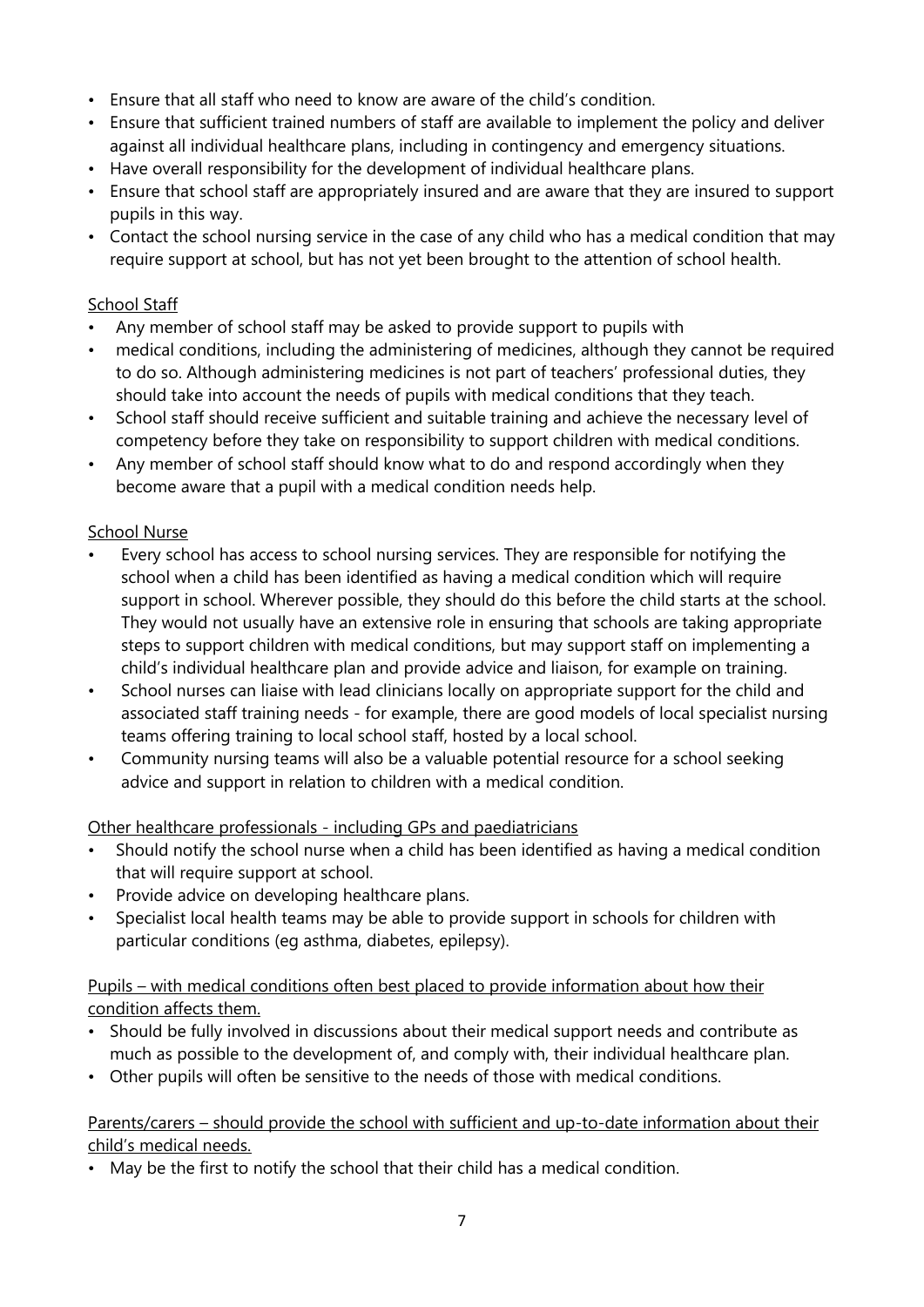- Ensure that all staff who need to know are aware of the child's condition.
- Ensure that sufficient trained numbers of staff are available to implement the policy and deliver against all individual healthcare plans, including in contingency and emergency situations.
- Have overall responsibility for the development of individual healthcare plans.
- Ensure that school staff are appropriately insured and are aware that they are insured to support pupils in this way.
- Contact the school nursing service in the case of any child who has a medical condition that may require support at school, but has not yet been brought to the attention of school health.

<u>School Staff</u>

- Any member of school staff may be asked to provide support to pupils with
- medical conditions, including the administering of medicines, although they cannot be required to do so. Although administering medicines is not part of teachers' professional duties, they should take into account the needs of pupils with medical conditions that they teach.
- School staff should receive sufficient and suitable training and achieve the necessary level of competency before they take on responsibility to support children with medical conditions.
- Any member of school staff should know what to do and respond accordingly when they become aware that a pupil with a medical condition needs help.

<u>School Nurse</u>

- Every school has access to school nursing services. They are responsible for notifying the school when a child has been identified as having a medical condition which will require support in school. Wherever possible, they should do this before the child starts at the school. They would not usually have an extensive role in ensuring that schools are taking appropriate steps to support children with medical conditions, but may support staff on implementing a child's individual healthcare plan and provide advice and liaison, for example on training.
- School nurses can liaise with lead clinicians locally on appropriate support for the child and associated staff training needs - for example, there are good models of local specialist nursing teams offering training to local school staff, hosted by a local school.
- Community nursing teams will also be a valuable potential resource for a school seeking advice and support in relation to children with a medical condition.

<u>Other healthcare professionals - including GPs and paediatricians</u>

- Should notify the school nurse when a child has been identified as having a medical condition that will require support at school.
- Provide advice on developing healthcare plans.
- Specialist local health teams may be able to provide support in schools for children with particular conditions (eg asthma, diabetes, epilepsy).

<u>Pupils – with medical conditions often best placed to provide information about how their condition affects them.</u>

- Should be fully involved in discussions about their medical support needs and contribute as much as possible to the development of, and comply with, their individual healthcare plan.
- Other pupils will often be sensitive to the needs of those with medical conditions.

<u>Parents/carers – should provide the school with sufficient and up-to-date information about their child's medical needs.</u>

- May be the first to notify the school that their child has a medical condition.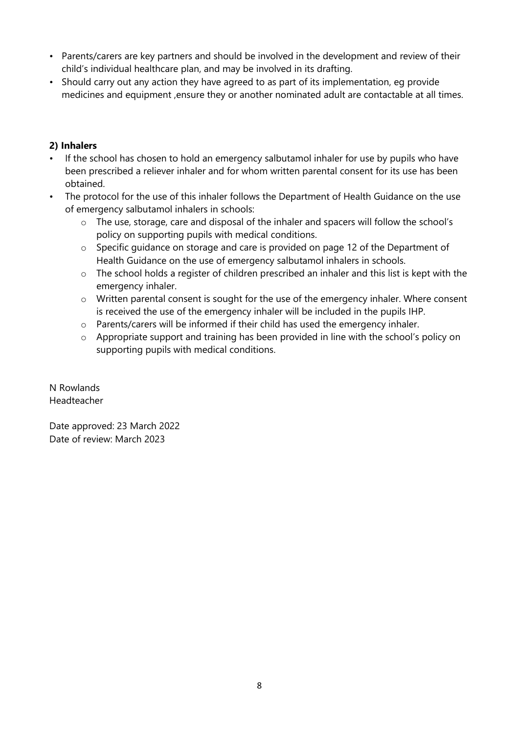- Parents/carers are key partners and should be involved in the development and review of their child's individual healthcare plan, and may be involved in its drafting.
- Should carry out any action they have agreed to as part of its implementation, eg provide medicines and equipment ,ensure they or another nominated adult are contactable at all times.

**2) Inhalers**

- If the school has chosen to hold an emergency salbutamol inhaler for use by pupils who have been prescribed a reliever inhaler and for whom written parental consent for its use has been obtained.
- The protocol for the use of this inhaler follows the Department of Health Guidance on the use of emergency salbutamol inhalers in schools:
  - The use, storage, care and disposal of the inhaler and spacers will follow the school's policy on supporting pupils with medical conditions.
  - Specific guidance on storage and care is provided on page 12 of the Department of Health Guidance on the use of emergency salbutamol inhalers in schools.
  - The school holds a register of children prescribed an inhaler and this list is kept with the emergency inhaler.
  - Written parental consent is sought for the use of the emergency inhaler. Where consent is received the use of the emergency inhaler will be included in the pupils IHP.
  - Parents/carers will be informed if their child has used the emergency inhaler.
  - Appropriate support and training has been provided in line with the school's policy on supporting pupils with medical conditions.

N Rowlands
Headteacher

Date approved: 23 March 2022
Date of review: March 2023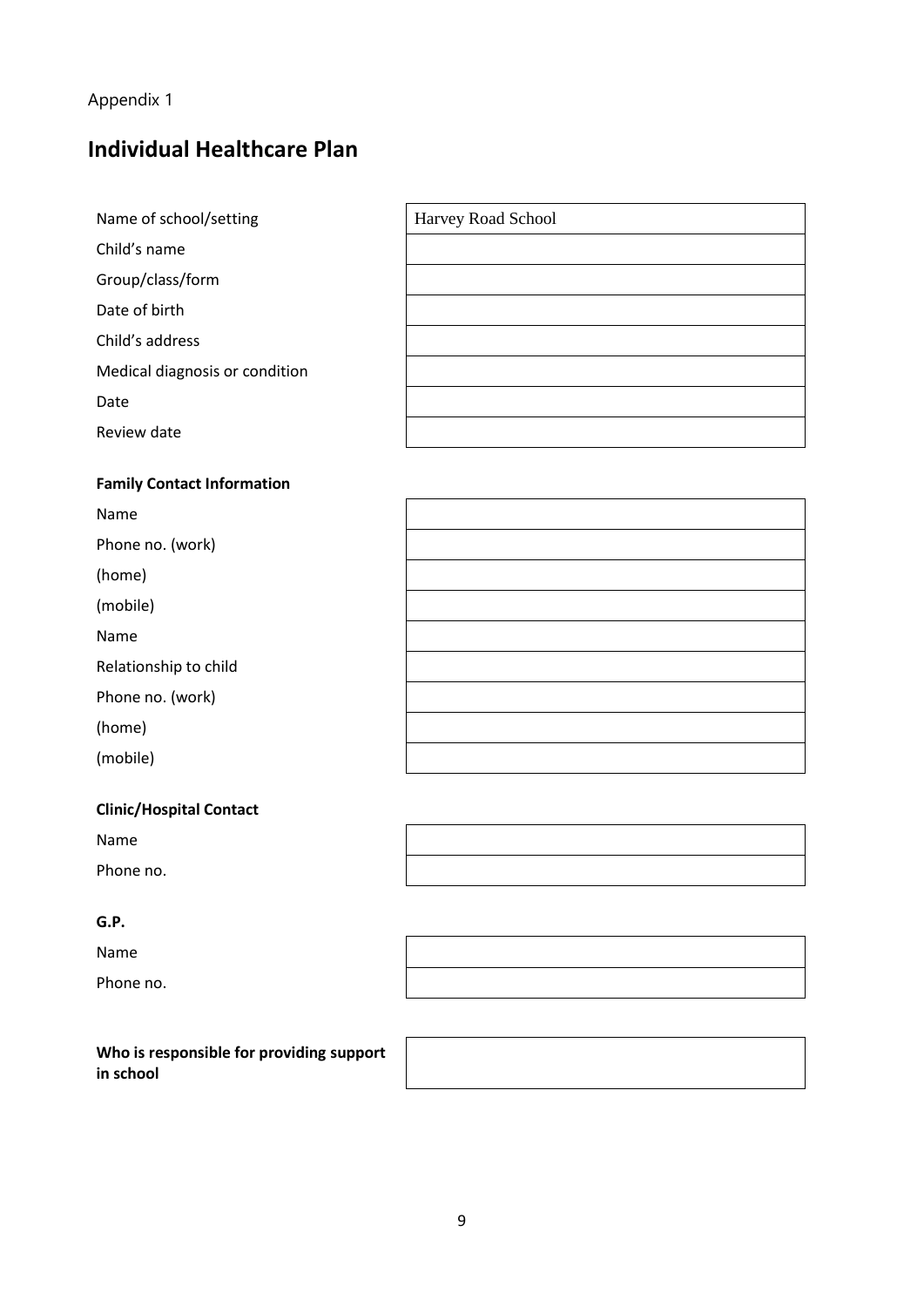Appendix 1

# Individual Healthcare Plan

| | |
|---|---|
| Name of school/setting | Harvey Road School |
| Child's name | |
| Group/class/form | |
| Date of birth | |
| Child's address | |
| Medical diagnosis or condition | |
| Date | |
| Review date | |

**Family Contact Information**

| | |
|---|---|
| Name | |
| Phone no. (work) | |
| (home) | |
| (mobile) | |
| Name | |
| Relationship to child | |
| Phone no. (work) | |
| (home) | |
| (mobile) | |

**Clinic/Hospital Contact**

| | |
|---|---|
| Name | |
| Phone no. | |

**G.P.**

| | |
|---|---|
| Name | |
| Phone no. | |

| | |
|---|---|
| **Who is responsible for providing support in school** | |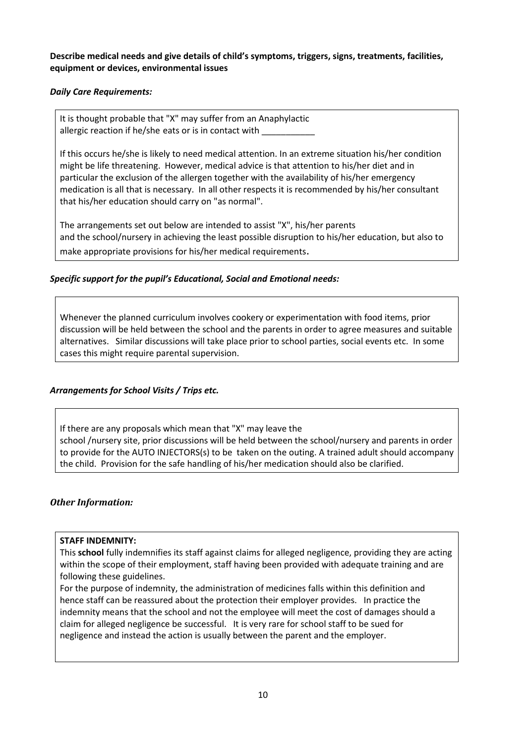**Describe medical needs and give details of child's symptoms, triggers, signs, treatments, facilities, equipment or devices, environmental issues**

***Daily Care Requirements:***

It is thought probable that "X" may suffer from an Anaphylactic allergic reaction if he/she eats or is in contact with ___________

If this occurs he/she is likely to need medical attention. In an extreme situation his/her condition might be life threatening. However, medical advice is that attention to his/her diet and in particular the exclusion of the allergen together with the availability of his/her emergency medication is all that is necessary. In all other respects it is recommended by his/her consultant that his/her education should carry on "as normal".

The arrangements set out below are intended to assist "X", his/her parents and the school/nursery in achieving the least possible disruption to his/her education, but also to make appropriate provisions for his/her medical requirements.

***Specific support for the pupil's Educational, Social and Emotional needs:***

Whenever the planned curriculum involves cookery or experimentation with food items, prior discussion will be held between the school and the parents in order to agree measures and suitable alternatives. Similar discussions will take place prior to school parties, social events etc. In some cases this might require parental supervision.

***Arrangements for School Visits / Trips etc.***

If there are any proposals which mean that "X" may leave the school /nursery site, prior discussions will be held between the school/nursery and parents in order to provide for the AUTO INJECTORS(s) to be taken on the outing. A trained adult should accompany the child. Provision for the safe handling of his/her medication should also be clarified.

***Other Information:***

**STAFF INDEMNITY:**

This **school** fully indemnifies its staff against claims for alleged negligence, providing they are acting within the scope of their employment, staff having been provided with adequate training and are following these guidelines.

For the purpose of indemnity, the administration of medicines falls within this definition and hence staff can be reassured about the protection their employer provides. In practice the indemnity means that the school and not the employee will meet the cost of damages should a claim for alleged negligence be successful. It is very rare for school staff to be sued for negligence and instead the action is usually between the parent and the employer.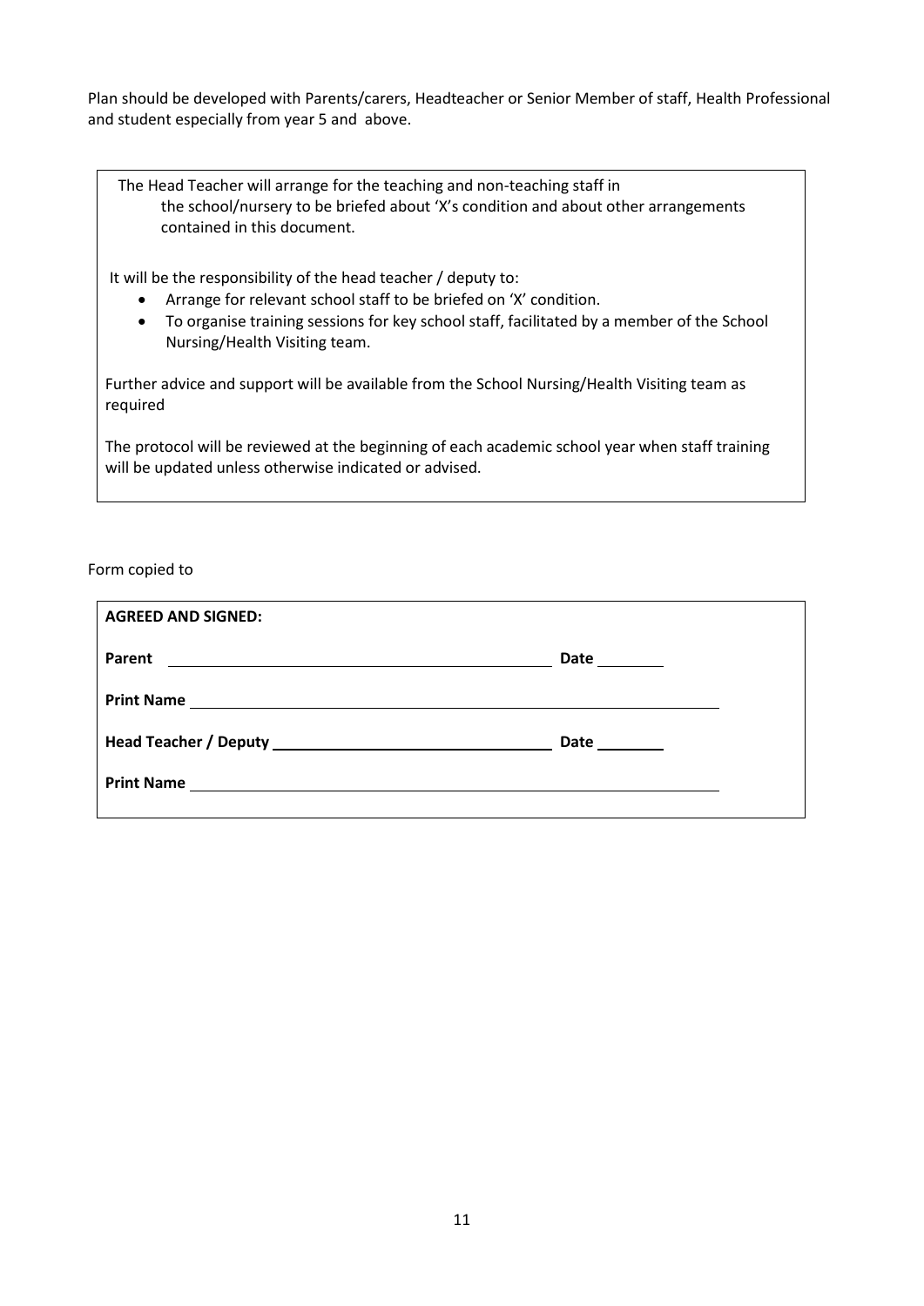Plan should be developed with Parents/carers, Headteacher or Senior Member of staff, Health Professional and student especially from year 5 and above.

The Head Teacher will arrange for the teaching and non-teaching staff in the school/nursery to be briefed about 'X's condition and about other arrangements contained in this document.

It will be the responsibility of the head teacher / deputy to:

- Arrange for relevant school staff to be briefed on 'X' condition.
- To organise training sessions for key school staff, facilitated by a member of the School Nursing/Health Visiting team.

Further advice and support will be available from the School Nursing/Health Visiting team as required

The protocol will be reviewed at the beginning of each academic school year when staff training will be updated unless otherwise indicated or advised.

Form copied to

**AGREED AND SIGNED:**

**Parent** ______________________________ **Date** ________

**Print Name** ______________________________

**Head Teacher / Deputy** ______________________________ **Date** ________

**Print Name** ______________________________